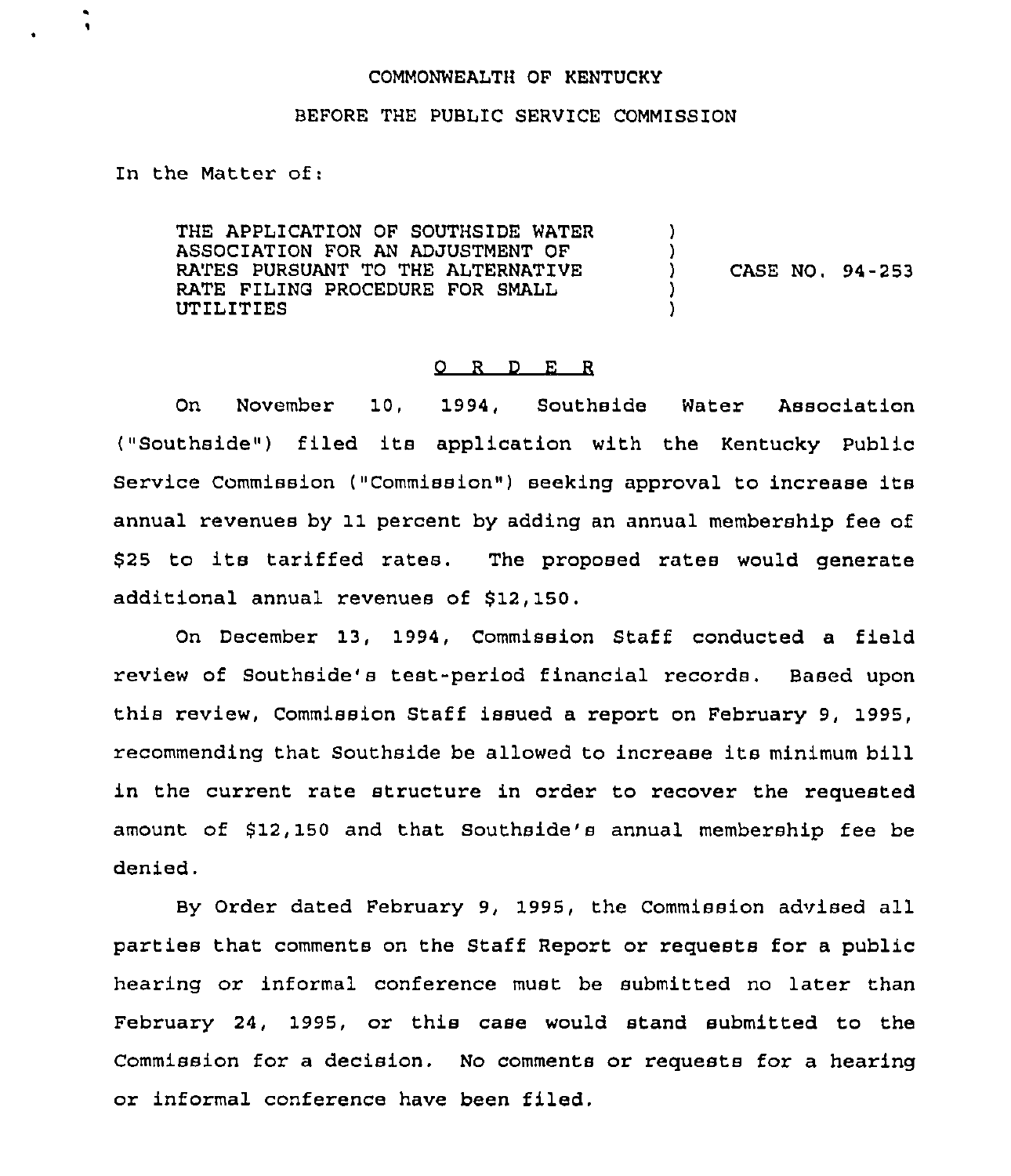COMMONWEALTH OF KENTUCKY

BEFORE THE PUBLIC SERVICE COMMISSION

In the Matter of:

THE APPLICATION OF SOUTHSIDE WATER ASSOCIATION FOR AN ADJUSTMENT OF RATES PURSUANT TO THE ALTERNATIVE RATE FILING PROCEDURE FOR SMALL UTILITIES ) CASE NO. 94-253

O R D E R

On November 10, 1994, Southside Water Association ("Southside") filed its application with the Kentucky Public Service Commission ("Commission") seeking approval to increase its annual revenues by 11 percent by adding an annual membership fee of $25 to its tariffed rates. The proposed rates would generate additional annual revenues of $12,150.

On December 13, 1994, Commission Staff conducted a field review of Southside's test-period financial records. Based upon this review, Commission Staff issued a report on February 9, 1995, recommending that Southside be allowed to increase its minimum bill in the current rate structure in order to recover the requested amount of $12,150 and that Southside's annual membership fee be denied.

By Order dated February 9, 1995, the Commission advised all parties that comments on the Staff Report or requests for a public hearing or informal conference must be submitted no later than February 24, 1995, or this case would stand submitted to the Commission for a decision. No comments or requests for a hearing or informal conference have been filed.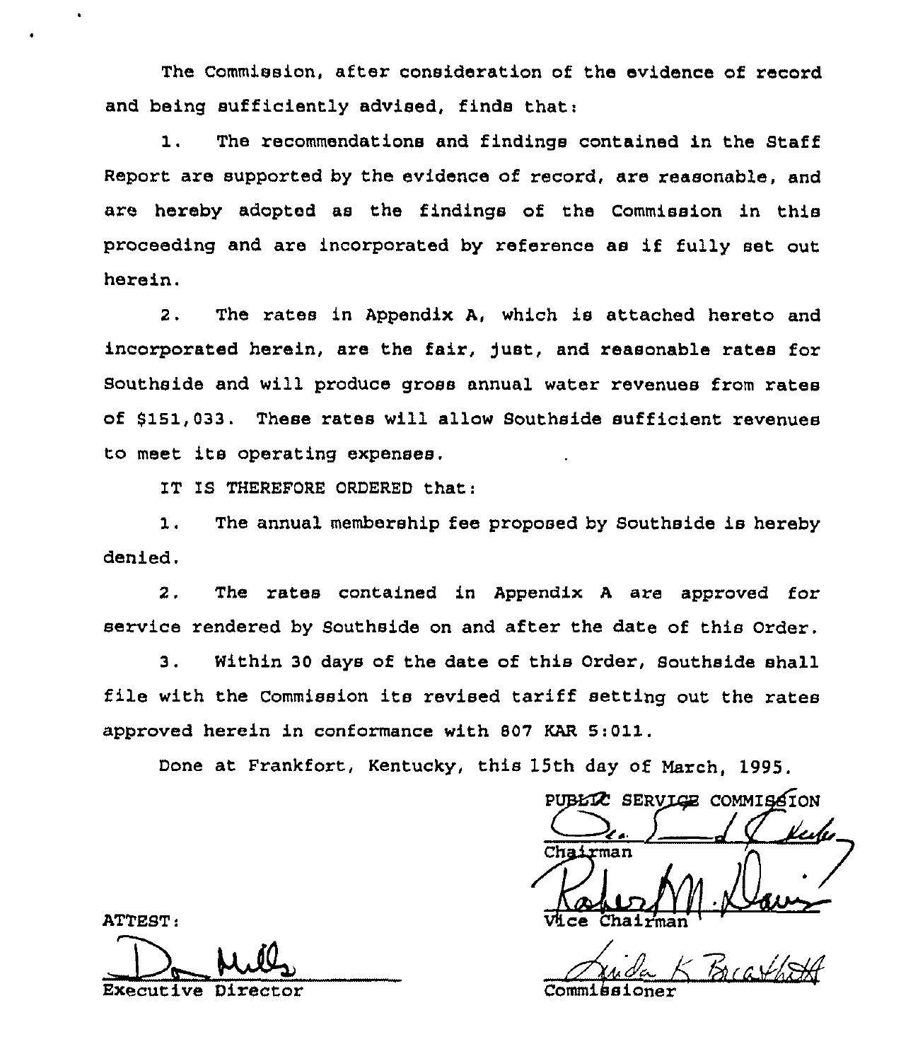The Commission, after consideration of the evidence of record and being sufficiently advised, finds that:

1. The recommendations and findings contained in the Staff Report are supported by the evidence of record, are reasonable, and are hereby adopted as the findings of the Commission in this proceeding and are incorporated by reference as if fully set out herein.

2. The rates in Appendix A, which is attached hereto and incorporated herein, are the fair, just, and reasonable rates for Southside and will produce gross annual water revenues from rates of $151,033. These rates will allow Southside sufficient revenues to meet its operating expenses.

IT IS THEREFORE ORDERED that:

1. The annual membership fee proposed by Southside is hereby denied.

2. The rates contained in Appendix A are approved for service rendered by Southside on and after the date of this Order.

3. Within 30 days of the date of this Order, Southside shall file with the Commission its revised tariff setting out the rates approved herein in conformance with 807 KAR 5:011.

Done at Frankfort, Kentucky, this 15th day of March, 1995.

PUBLIC SERVICE COMMISSION

Chairman

Vice Chairman

Commissioner

ATTEST:

Executive Director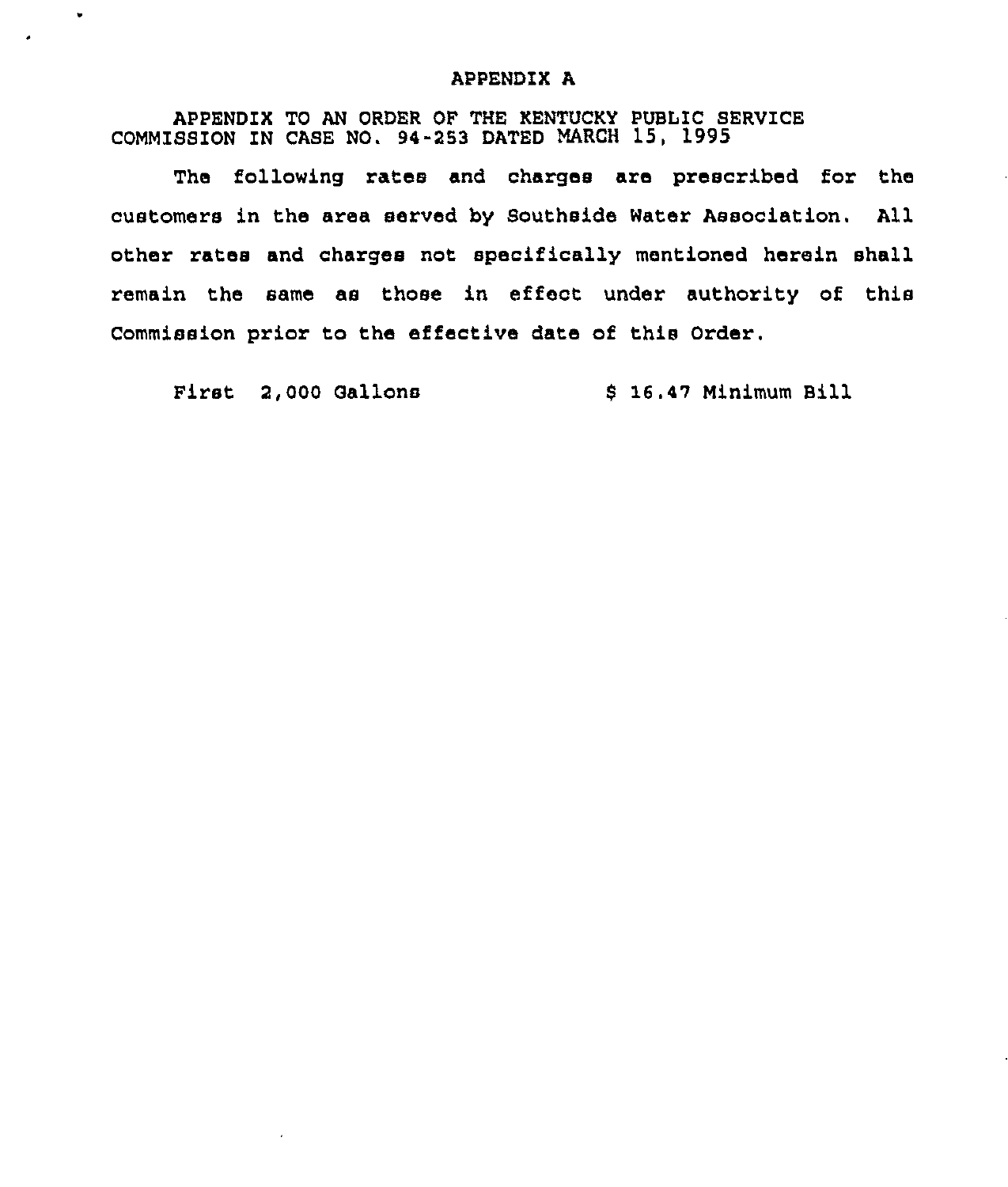# APPENDIX A

APPENDIX TO AN ORDER OF THE KENTUCKY PUBLIC SERVICE COMMISSION IN CASE NO. 94-253 DATED MARCH 15, 1995

The following rates and charges are prescribed for the customers in the area served by Southside Water Association. All other rates and charges not specifically mentioned herein shall remain the same as those in effect under authority of this Commission prior to the effective date of this Order.

| | |
|---|---|
| First 2,000 Gallons | $ 16.47 Minimum Bill |